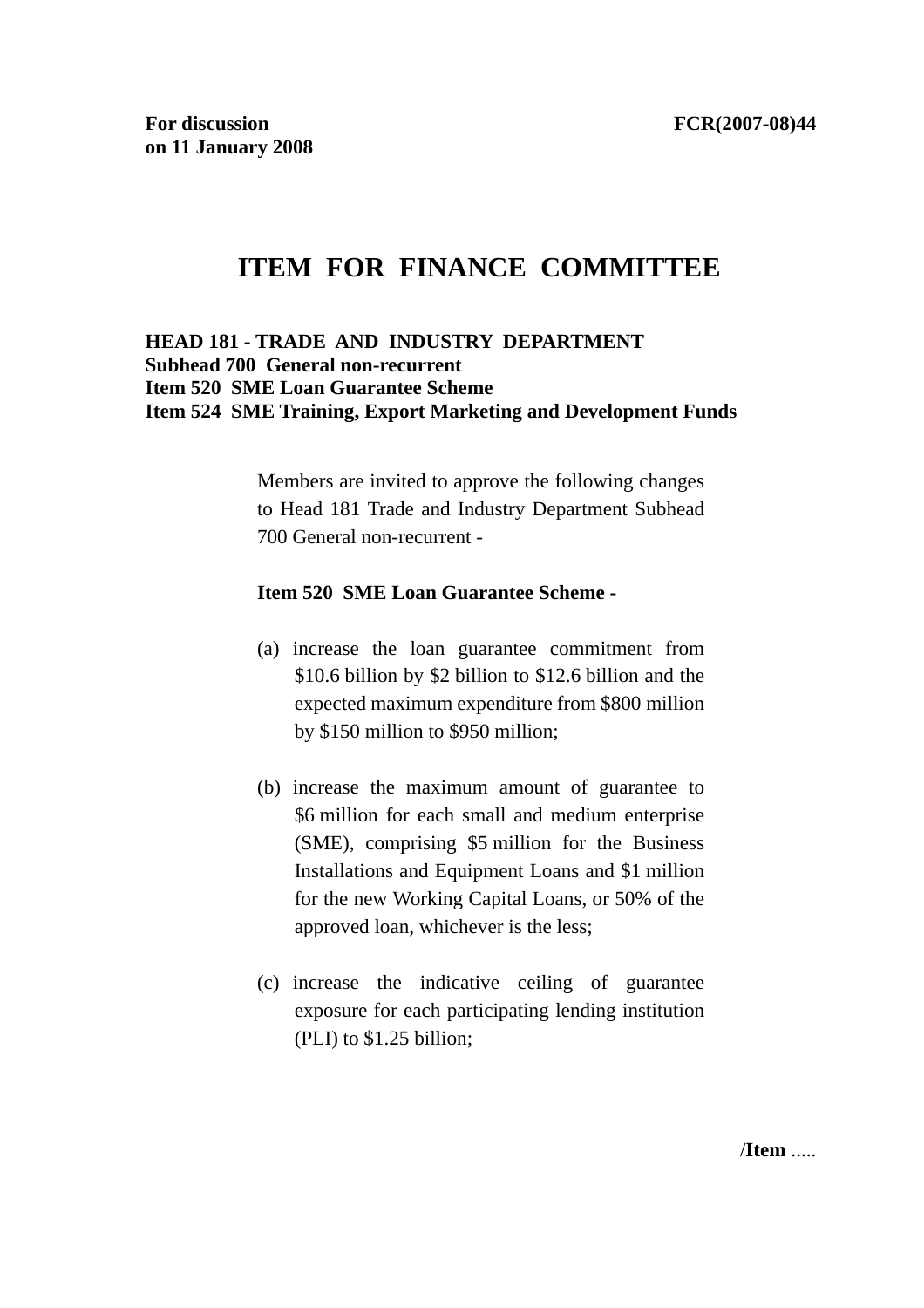**For discussion on 11 January 2008** **FCR(2007-08)44**

# ITEM FOR FINANCE COMMITTEE

**HEAD 181 - TRADE AND INDUSTRY DEPARTMENT**
**Subhead 700 General non-recurrent**
**Item 520 SME Loan Guarantee Scheme**
**Item 524 SME Training, Export Marketing and Development Funds**

Members are invited to approve the following changes to Head 181 Trade and Industry Department Subhead 700 General non-recurrent -

**Item 520 SME Loan Guarantee Scheme -**

(a) increase the loan guarantee commitment from $10.6 billion by $2 billion to $12.6 billion and the expected maximum expenditure from $800 million by $150 million to $950 million;

(b) increase the maximum amount of guarantee to $6 million for each small and medium enterprise (SME), comprising $5 million for the Business Installations and Equipment Loans and $1 million for the new Working Capital Loans, or 50% of the approved loan, whichever is the less;

(c) increase the indicative ceiling of guarantee exposure for each participating lending institution (PLI) to $1.25 billion;

/**Item** .....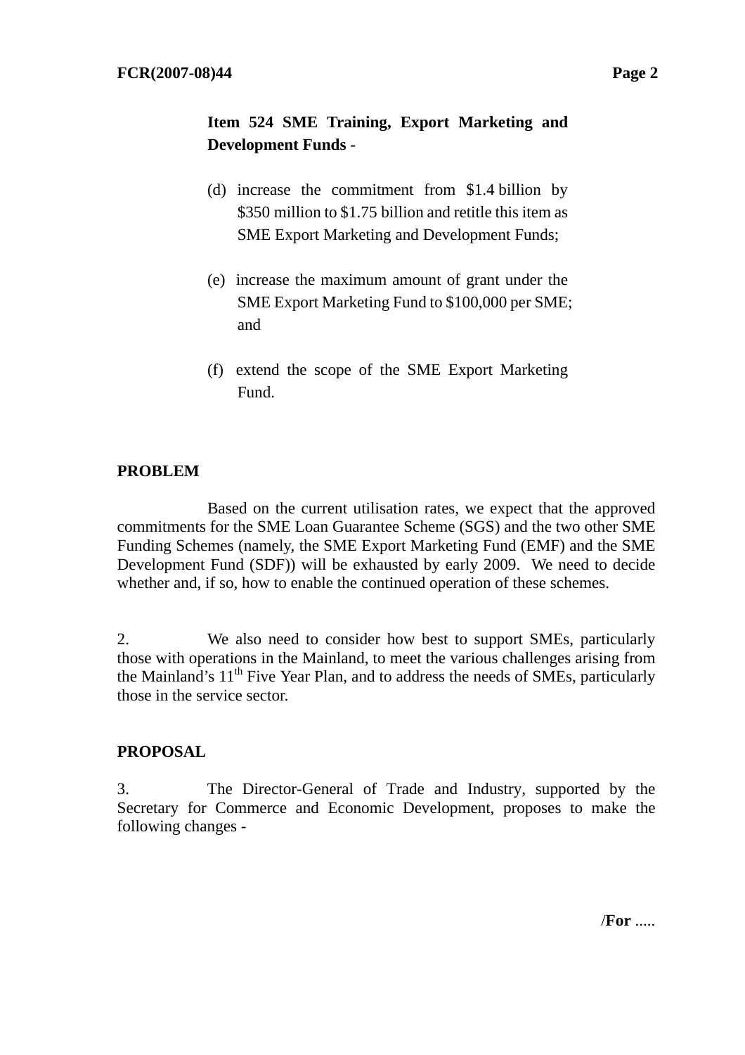**Item 524 SME Training, Export Marketing and Development Funds -**

(d) increase the commitment from $1.4 billion by $350 million to $1.75 billion and retitle this item as SME Export Marketing and Development Funds;

(e) increase the maximum amount of grant under the SME Export Marketing Fund to $100,000 per SME; and

(f) extend the scope of the SME Export Marketing Fund.

**PROBLEM**

Based on the current utilisation rates, we expect that the approved commitments for the SME Loan Guarantee Scheme (SGS) and the two other SME Funding Schemes (namely, the SME Export Marketing Fund (EMF) and the SME Development Fund (SDF)) will be exhausted by early 2009. We need to decide whether and, if so, how to enable the continued operation of these schemes.

2. We also need to consider how best to support SMEs, particularly those with operations in the Mainland, to meet the various challenges arising from the Mainland's 11th Five Year Plan, and to address the needs of SMEs, particularly those in the service sector.

**PROPOSAL**

3. The Director-General of Trade and Industry, supported by the Secretary for Commerce and Economic Development, proposes to make the following changes -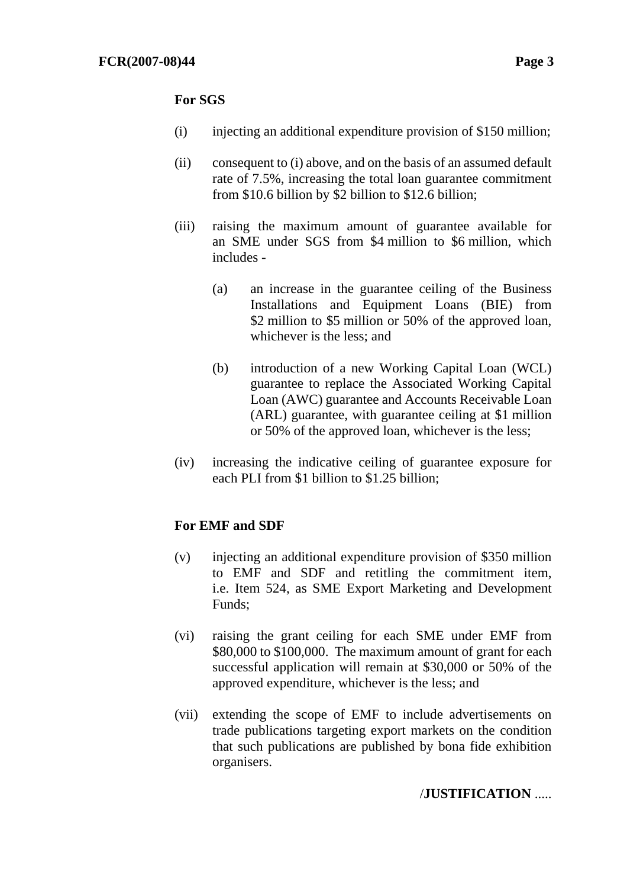**For SGS**

(i) injecting an additional expenditure provision of $150 million;

(ii) consequent to (i) above, and on the basis of an assumed default rate of 7.5%, increasing the total loan guarantee commitment from $10.6 billion by $2 billion to $12.6 billion;

(iii) raising the maximum amount of guarantee available for an SME under SGS from $4 million to $6 million, which includes -

   (a) an increase in the guarantee ceiling of the Business Installations and Equipment Loans (BIE) from $2 million to $5 million or 50% of the approved loan, whichever is the less; and

   (b) introduction of a new Working Capital Loan (WCL) guarantee to replace the Associated Working Capital Loan (AWC) guarantee and Accounts Receivable Loan (ARL) guarantee, with guarantee ceiling at $1 million or 50% of the approved loan, whichever is the less;

(iv) increasing the indicative ceiling of guarantee exposure for each PLI from $1 billion to $1.25 billion;

**For EMF and SDF**

(v) injecting an additional expenditure provision of $350 million to EMF and SDF and retitling the commitment item, i.e. Item 524, as SME Export Marketing and Development Funds;

(vi) raising the grant ceiling for each SME under EMF from $80,000 to $100,000. The maximum amount of grant for each successful application will remain at $30,000 or 50% of the approved expenditure, whichever is the less; and

(vii) extending the scope of EMF to include advertisements on trade publications targeting export markets on the condition that such publications are published by bona fide exhibition organisers.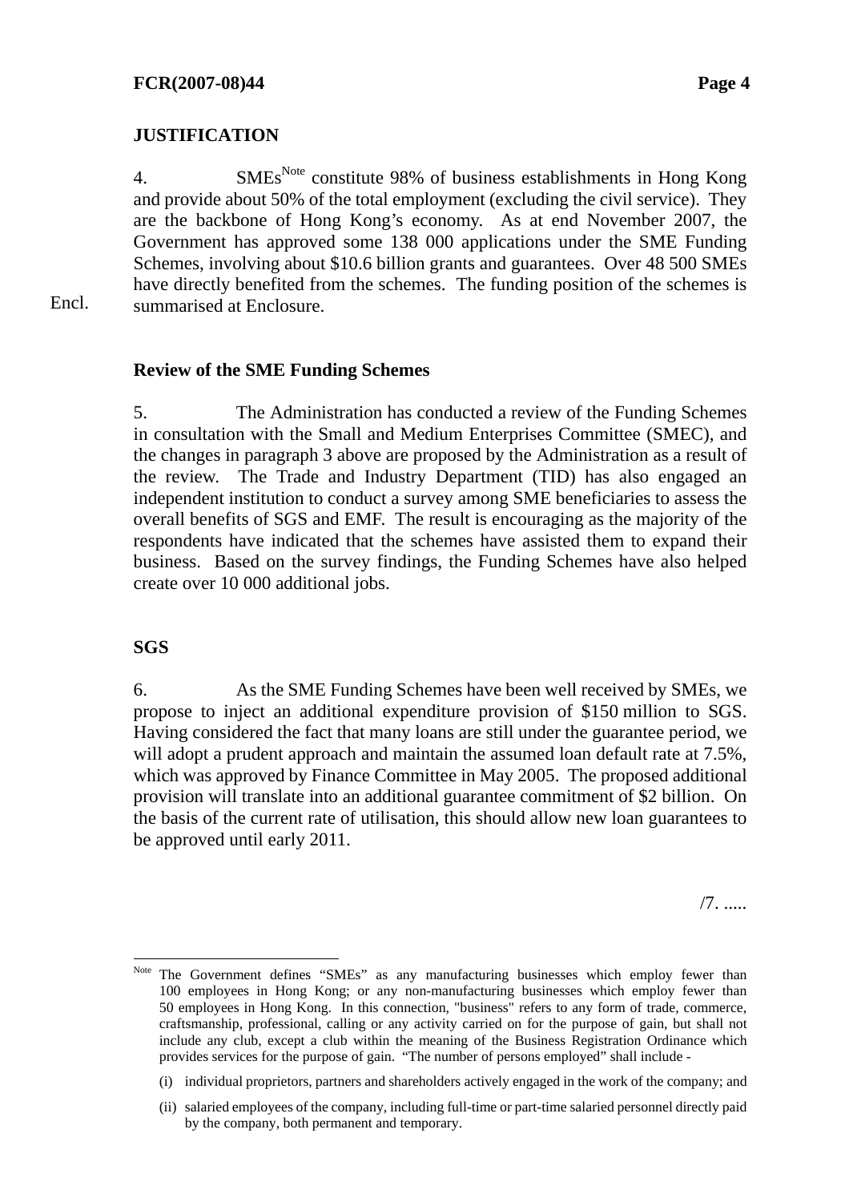## JUSTIFICATION

4. SMEs[Note] constitute 98% of business establishments in Hong Kong and provide about 50% of the total employment (excluding the civil service). They are the backbone of Hong Kong's economy. As at end November 2007, the Government has approved some 138 000 applications under the SME Funding Schemes, involving about $10.6 billion grants and guarantees. Over 48 500 SMEs have directly benefited from the schemes. The funding position of the schemes is summarised at Enclosure.

Encl.

### Review of the SME Funding Schemes

5. The Administration has conducted a review of the Funding Schemes in consultation with the Small and Medium Enterprises Committee (SMEC), and the changes in paragraph 3 above are proposed by the Administration as a result of the review. The Trade and Industry Department (TID) has also engaged an independent institution to conduct a survey among SME beneficiaries to assess the overall benefits of SGS and EMF. The result is encouraging as the majority of the respondents have indicated that the schemes have assisted them to expand their business. Based on the survey findings, the Funding Schemes have also helped create over 10 000 additional jobs.

### SGS

6. As the SME Funding Schemes have been well received by SMEs, we propose to inject an additional expenditure provision of $150 million to SGS. Having considered the fact that many loans are still under the guarantee period, we will adopt a prudent approach and maintain the assumed loan default rate at 7.5%, which was approved by Finance Committee in May 2005. The proposed additional provision will translate into an additional guarantee commitment of $2 billion. On the basis of the current rate of utilisation, this should allow new loan guarantees to be approved until early 2011.

/7. .....

---

[Note] The Government defines "SMEs" as any manufacturing businesses which employ fewer than 100 employees in Hong Kong; or any non-manufacturing businesses which employ fewer than 50 employees in Hong Kong. In this connection, "business" refers to any form of trade, commerce, craftsmanship, professional, calling or any activity carried on for the purpose of gain, but shall not include any club, except a club within the meaning of the Business Registration Ordinance which provides services for the purpose of gain. "The number of persons employed" shall include -

(i) individual proprietors, partners and shareholders actively engaged in the work of the company; and

(ii) salaried employees of the company, including full-time or part-time salaried personnel directly paid by the company, both permanent and temporary.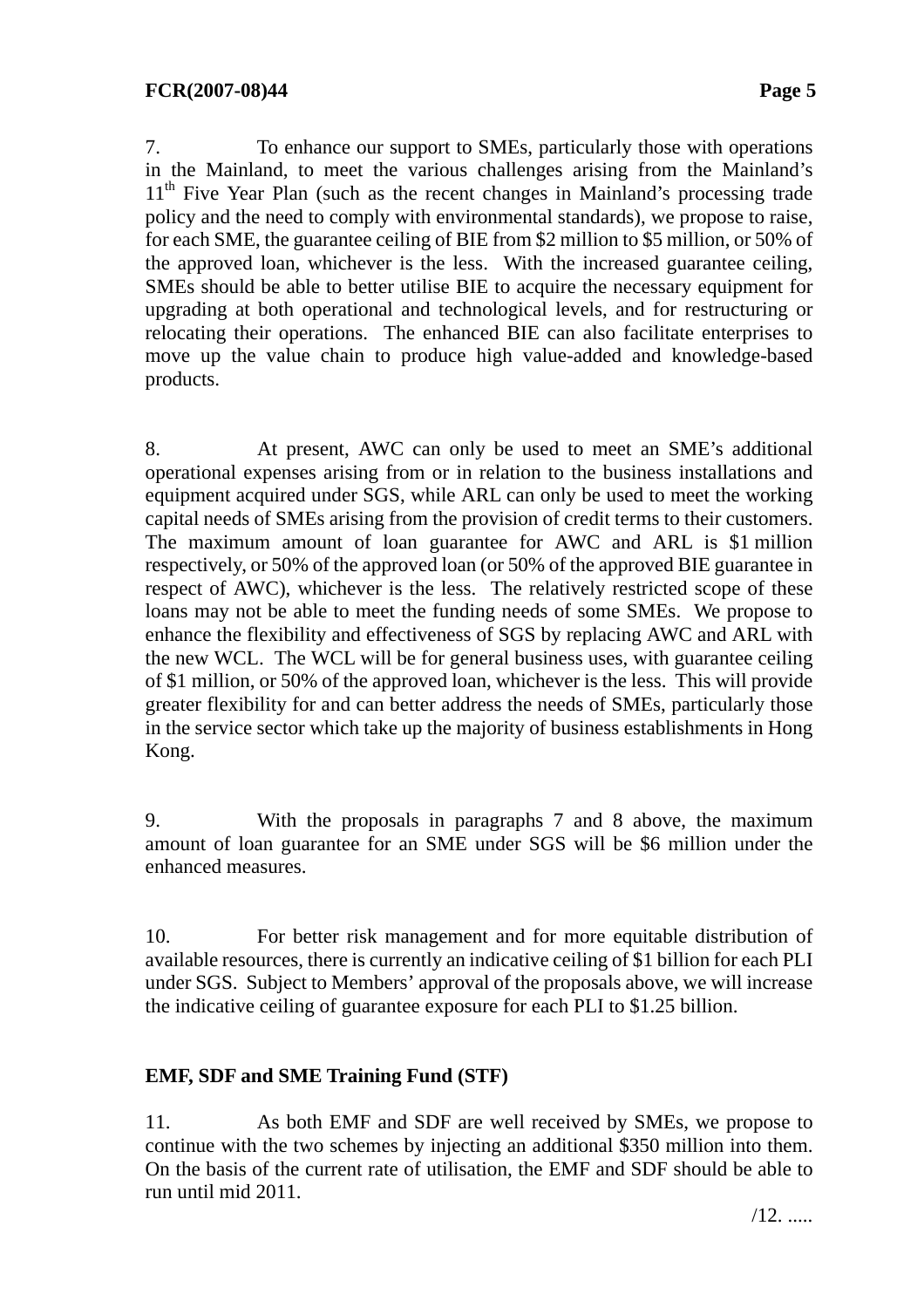7. To enhance our support to SMEs, particularly those with operations in the Mainland, to meet the various challenges arising from the Mainland's 11th Five Year Plan (such as the recent changes in Mainland's processing trade policy and the need to comply with environmental standards), we propose to raise, for each SME, the guarantee ceiling of BIE from $2 million to $5 million, or 50% of the approved loan, whichever is the less. With the increased guarantee ceiling, SMEs should be able to better utilise BIE to acquire the necessary equipment for upgrading at both operational and technological levels, and for restructuring or relocating their operations. The enhanced BIE can also facilitate enterprises to move up the value chain to produce high value-added and knowledge-based products.

8. At present, AWC can only be used to meet an SME's additional operational expenses arising from or in relation to the business installations and equipment acquired under SGS, while ARL can only be used to meet the working capital needs of SMEs arising from the provision of credit terms to their customers. The maximum amount of loan guarantee for AWC and ARL is $1 million respectively, or 50% of the approved loan (or 50% of the approved BIE guarantee in respect of AWC), whichever is the less. The relatively restricted scope of these loans may not be able to meet the funding needs of some SMEs. We propose to enhance the flexibility and effectiveness of SGS by replacing AWC and ARL with the new WCL. The WCL will be for general business uses, with guarantee ceiling of $1 million, or 50% of the approved loan, whichever is the less. This will provide greater flexibility for and can better address the needs of SMEs, particularly those in the service sector which take up the majority of business establishments in Hong Kong.

9. With the proposals in paragraphs 7 and 8 above, the maximum amount of loan guarantee for an SME under SGS will be $6 million under the enhanced measures.

10. For better risk management and for more equitable distribution of available resources, there is currently an indicative ceiling of $1 billion for each PLI under SGS. Subject to Members' approval of the proposals above, we will increase the indicative ceiling of guarantee exposure for each PLI to $1.25 billion.

**EMF, SDF and SME Training Fund (STF)**

11. As both EMF and SDF are well received by SMEs, we propose to continue with the two schemes by injecting an additional $350 million into them. On the basis of the current rate of utilisation, the EMF and SDF should be able to run until mid 2011.

/12. .....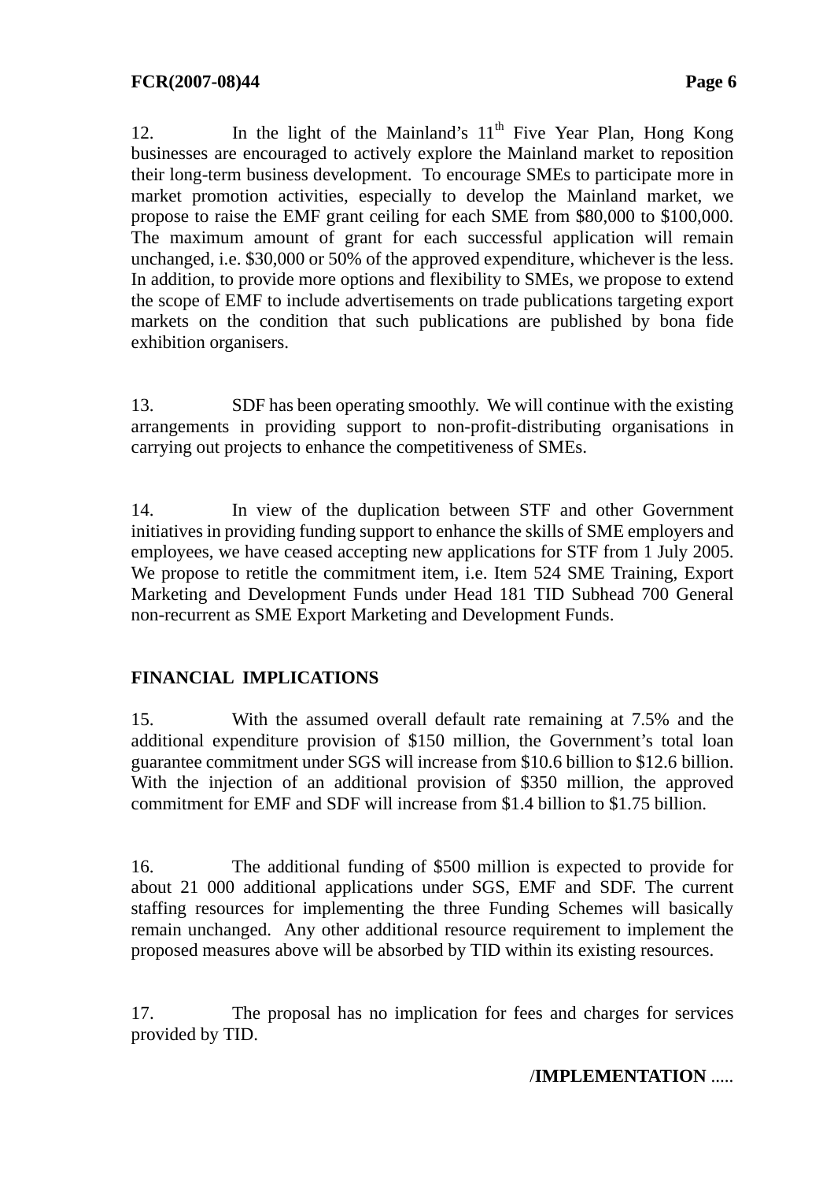12. In the light of the Mainland's 11th Five Year Plan, Hong Kong businesses are encouraged to actively explore the Mainland market to reposition their long-term business development. To encourage SMEs to participate more in market promotion activities, especially to develop the Mainland market, we propose to raise the EMF grant ceiling for each SME from $80,000 to $100,000. The maximum amount of grant for each successful application will remain unchanged, i.e. $30,000 or 50% of the approved expenditure, whichever is the less. In addition, to provide more options and flexibility to SMEs, we propose to extend the scope of EMF to include advertisements on trade publications targeting export markets on the condition that such publications are published by bona fide exhibition organisers.

13. SDF has been operating smoothly. We will continue with the existing arrangements in providing support to non-profit-distributing organisations in carrying out projects to enhance the competitiveness of SMEs.

14. In view of the duplication between STF and other Government initiatives in providing funding support to enhance the skills of SME employers and employees, we have ceased accepting new applications for STF from 1 July 2005. We propose to retitle the commitment item, i.e. Item 524 SME Training, Export Marketing and Development Funds under Head 181 TID Subhead 700 General non-recurrent as SME Export Marketing and Development Funds.

## FINANCIAL IMPLICATIONS

15. With the assumed overall default rate remaining at 7.5% and the additional expenditure provision of $150 million, the Government's total loan guarantee commitment under SGS will increase from $10.6 billion to $12.6 billion. With the injection of an additional provision of $350 million, the approved commitment for EMF and SDF will increase from $1.4 billion to $1.75 billion.

16. The additional funding of $500 million is expected to provide for about 21 000 additional applications under SGS, EMF and SDF. The current staffing resources for implementing the three Funding Schemes will basically remain unchanged. Any other additional resource requirement to implement the proposed measures above will be absorbed by TID within its existing resources.

17. The proposal has no implication for fees and charges for services provided by TID.

/**IMPLEMENTATION** .....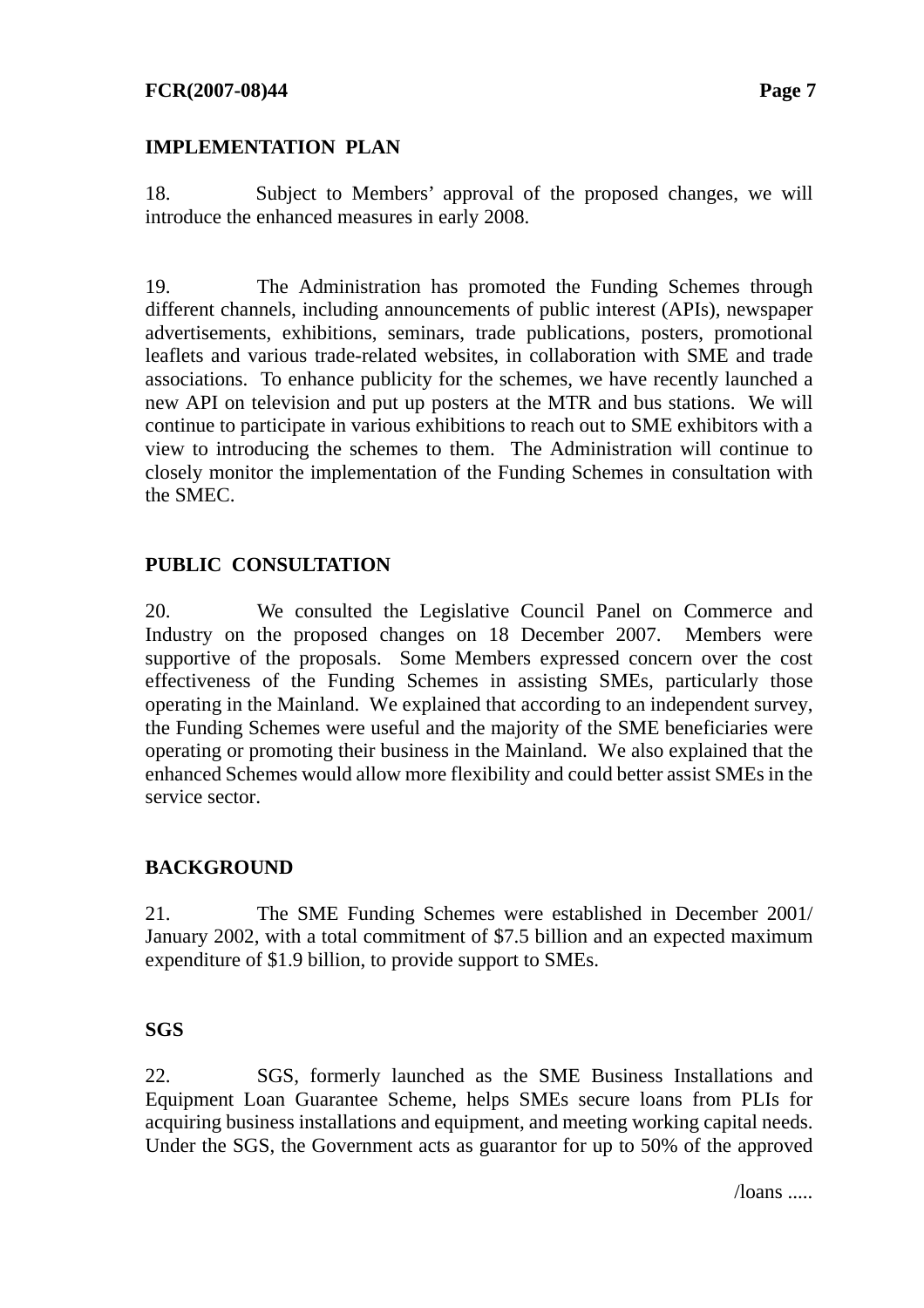## IMPLEMENTATION PLAN

18. Subject to Members' approval of the proposed changes, we will introduce the enhanced measures in early 2008.

19. The Administration has promoted the Funding Schemes through different channels, including announcements of public interest (APIs), newspaper advertisements, exhibitions, seminars, trade publications, posters, promotional leaflets and various trade-related websites, in collaboration with SME and trade associations. To enhance publicity for the schemes, we have recently launched a new API on television and put up posters at the MTR and bus stations. We will continue to participate in various exhibitions to reach out to SME exhibitors with a view to introducing the schemes to them. The Administration will continue to closely monitor the implementation of the Funding Schemes in consultation with the SMEC.

## PUBLIC CONSULTATION

20. We consulted the Legislative Council Panel on Commerce and Industry on the proposed changes on 18 December 2007. Members were supportive of the proposals. Some Members expressed concern over the cost effectiveness of the Funding Schemes in assisting SMEs, particularly those operating in the Mainland. We explained that according to an independent survey, the Funding Schemes were useful and the majority of the SME beneficiaries were operating or promoting their business in the Mainland. We also explained that the enhanced Schemes would allow more flexibility and could better assist SMEs in the service sector.

## BACKGROUND

21. The SME Funding Schemes were established in December 2001/ January 2002, with a total commitment of $7.5 billion and an expected maximum expenditure of $1.9 billion, to provide support to SMEs.

### SGS

22. SGS, formerly launched as the SME Business Installations and Equipment Loan Guarantee Scheme, helps SMEs secure loans from PLIs for acquiring business installations and equipment, and meeting working capital needs. Under the SGS, the Government acts as guarantor for up to 50% of the approved

/loans .....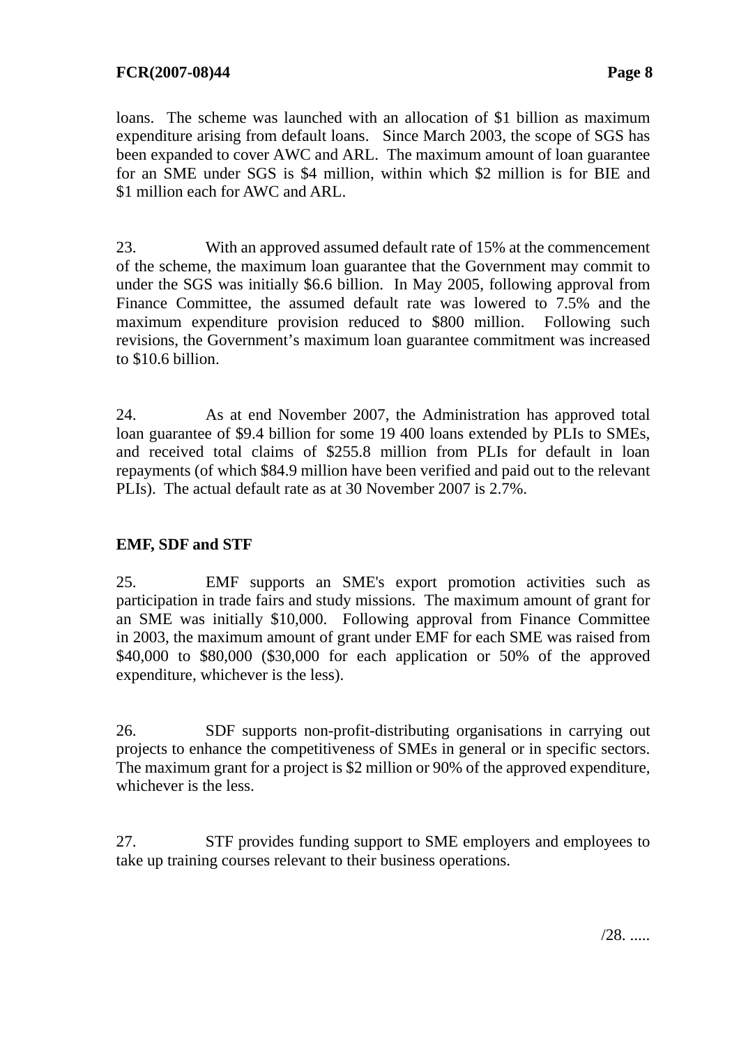loans. The scheme was launched with an allocation of $1 billion as maximum expenditure arising from default loans. Since March 2003, the scope of SGS has been expanded to cover AWC and ARL. The maximum amount of loan guarantee for an SME under SGS is $4 million, within which $2 million is for BIE and $1 million each for AWC and ARL.

23. With an approved assumed default rate of 15% at the commencement of the scheme, the maximum loan guarantee that the Government may commit to under the SGS was initially $6.6 billion. In May 2005, following approval from Finance Committee, the assumed default rate was lowered to 7.5% and the maximum expenditure provision reduced to $800 million. Following such revisions, the Government's maximum loan guarantee commitment was increased to $10.6 billion.

24. As at end November 2007, the Administration has approved total loan guarantee of $9.4 billion for some 19 400 loans extended by PLIs to SMEs, and received total claims of $255.8 million from PLIs for default in loan repayments (of which $84.9 million have been verified and paid out to the relevant PLIs). The actual default rate as at 30 November 2007 is 2.7%.

**EMF, SDF and STF**

25. EMF supports an SME's export promotion activities such as participation in trade fairs and study missions. The maximum amount of grant for an SME was initially $10,000. Following approval from Finance Committee in 2003, the maximum amount of grant under EMF for each SME was raised from $40,000 to $80,000 ($30,000 for each application or 50% of the approved expenditure, whichever is the less).

26. SDF supports non-profit-distributing organisations in carrying out projects to enhance the competitiveness of SMEs in general or in specific sectors. The maximum grant for a project is $2 million or 90% of the approved expenditure, whichever is the less.

27. STF provides funding support to SME employers and employees to take up training courses relevant to their business operations.

/28. .....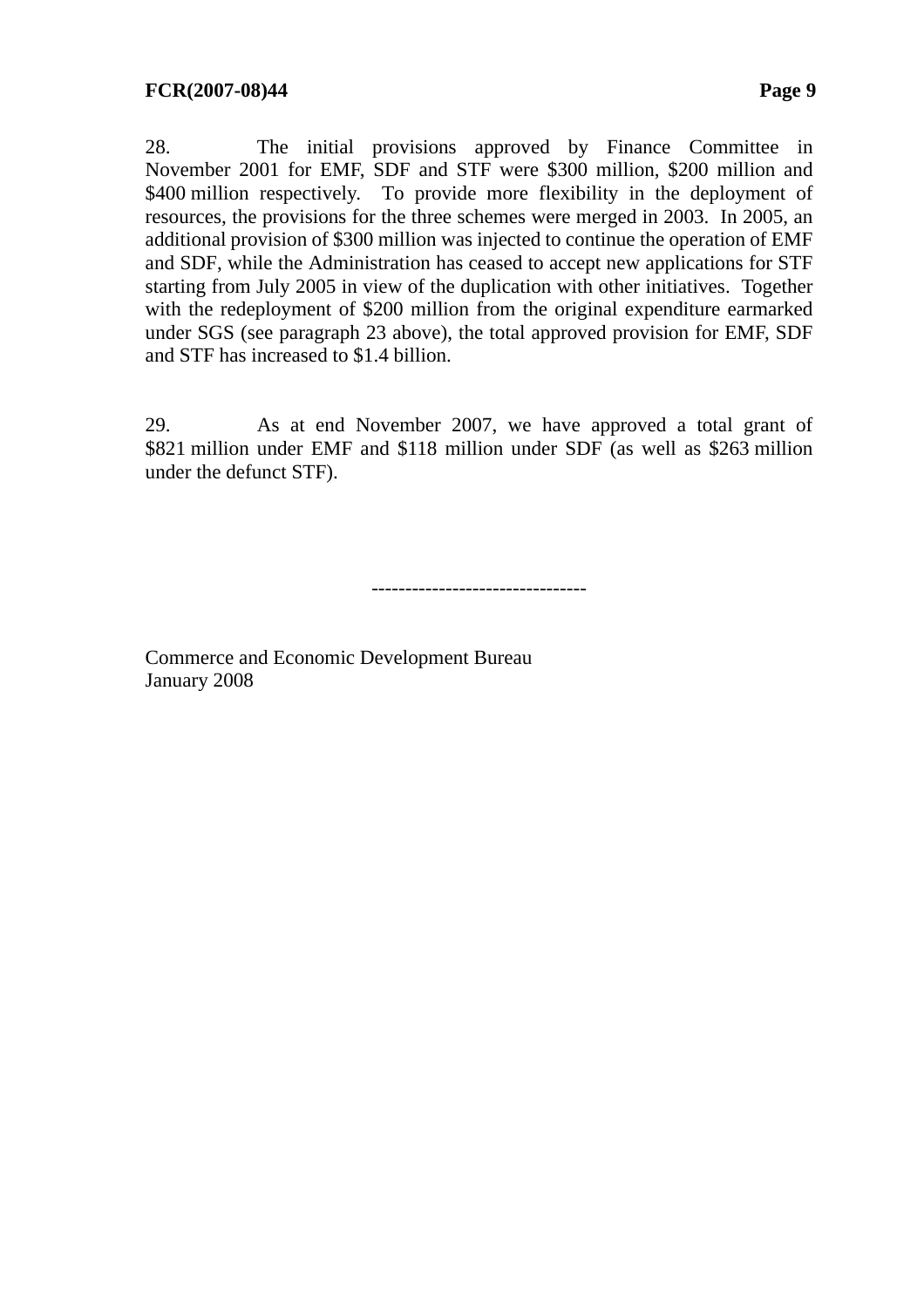28. The initial provisions approved by Finance Committee in November 2001 for EMF, SDF and STF were $300 million, $200 million and $400 million respectively. To provide more flexibility in the deployment of resources, the provisions for the three schemes were merged in 2003. In 2005, an additional provision of $300 million was injected to continue the operation of EMF and SDF, while the Administration has ceased to accept new applications for STF starting from July 2005 in view of the duplication with other initiatives. Together with the redeployment of $200 million from the original expenditure earmarked under SGS (see paragraph 23 above), the total approved provision for EMF, SDF and STF has increased to $1.4 billion.

29. As at end November 2007, we have approved a total grant of $821 million under EMF and $118 million under SDF (as well as $263 million under the defunct STF).

--------------------------------

Commerce and Economic Development Bureau
January 2008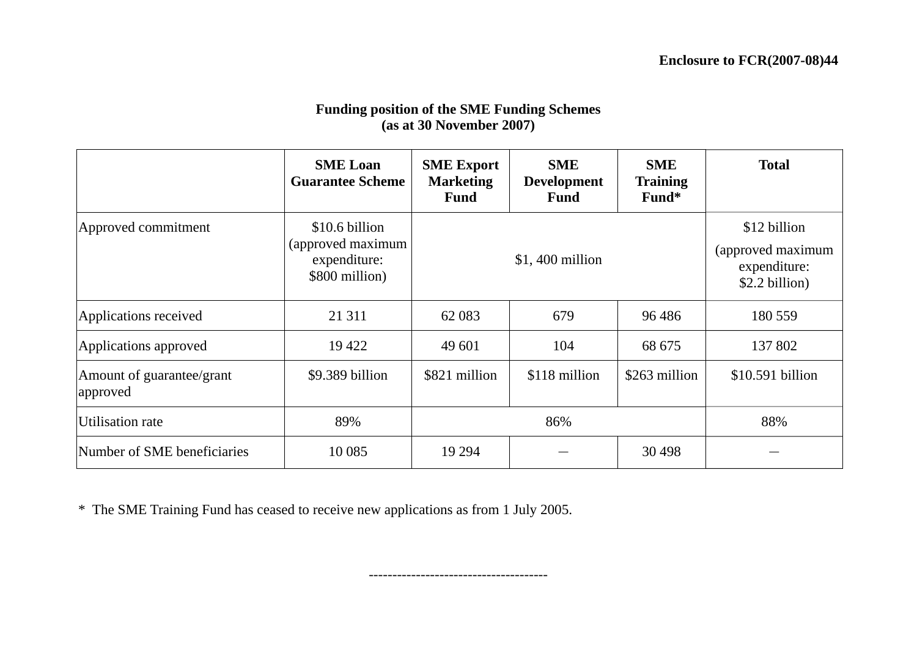**Enclosure to FCR(2007-08)44**

**Funding position of the SME Funding Schemes**
**(as at 30 November 2007)**

| | SME Loan Guarantee Scheme | SME Export Marketing Fund | SME Development Fund | SME Training Fund* | Total |
|---|---|---|---|---|---|
| Approved commitment | $10.6 billion (approved maximum expenditure: $800 million) | $1, 400 million | | | $12 billion (approved maximum expenditure: $2.2 billion) |
| Applications received | 21 311 | 62 083 | 679 | 96 486 | 180 559 |
| Applications approved | 19 422 | 49 601 | 104 | 68 675 | 137 802 |
| Amount of guarantee/grant approved | $9.389 billion | $821 million | $118 million | $263 million | $10.591 billion |
| Utilisation rate | 89% | 86% | | | 88% |
| Number of SME beneficiaries | 10 085 | 19 294 | — | 30 498 | — |

\* The SME Training Fund has ceased to receive new applications as from 1 July 2005.

-------------------------------------